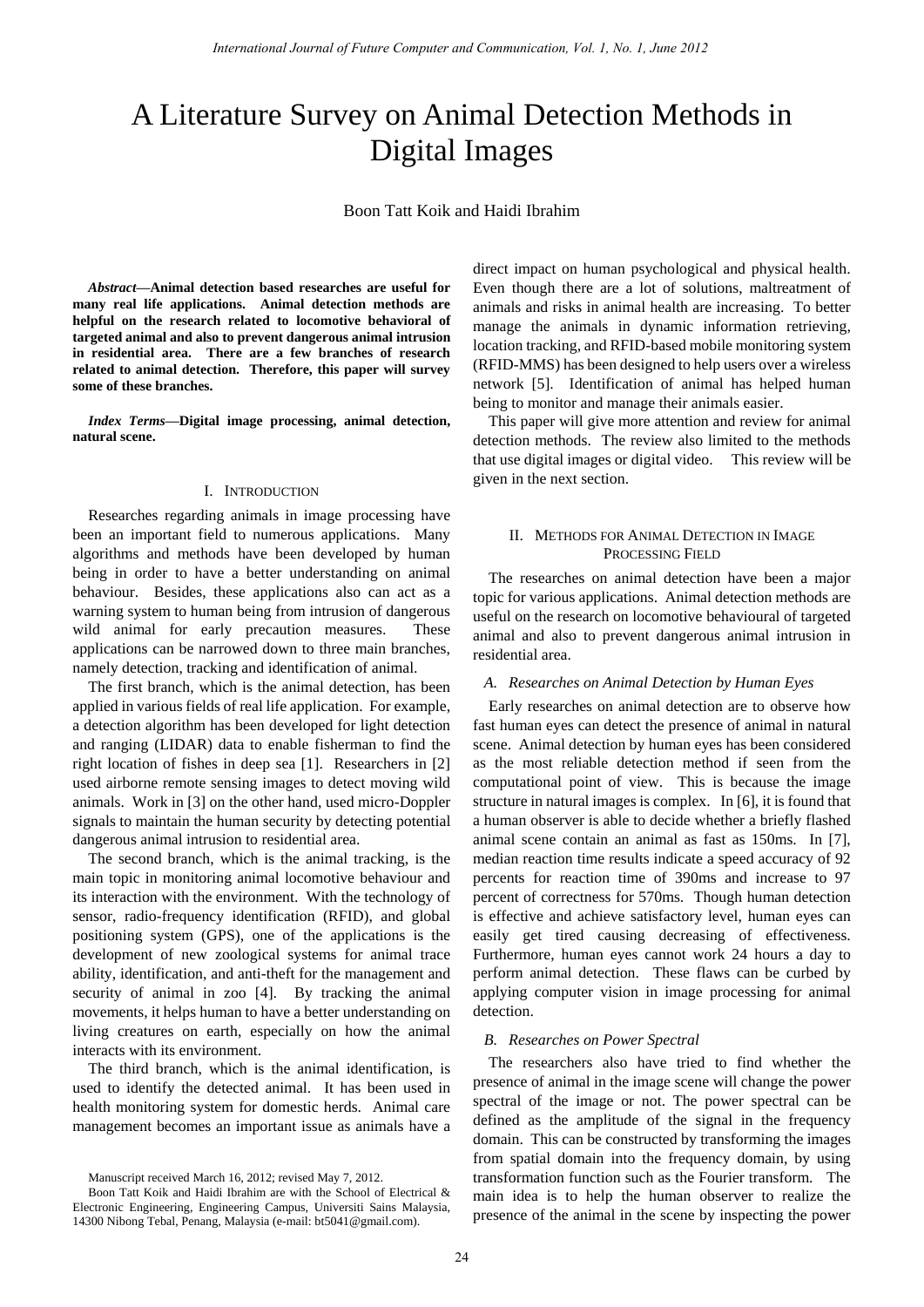# A Literature Survey on Animal Detection Methods in Digital Images

Boon Tatt Koik and Haidi Ibrahim

***Abstract*—Animal detection based researches are useful for many real life applications. Animal detection methods are helpful on the research related to locomotive behavioral of targeted animal and also to prevent dangerous animal intrusion in residential area. There are a few branches of research related to animal detection. Therefore, this paper will survey some of these branches.**

***Index Terms*—Digital image processing, animal detection, natural scene.**

## I. Introduction

Researches regarding animals in image processing have been an important field to numerous applications. Many algorithms and methods have been developed by human being in order to have a better understanding on animal behaviour. Besides, these applications also can act as a warning system to human being from intrusion of dangerous wild animal for early precaution measures. These applications can be narrowed down to three main branches, namely detection, tracking and identification of animal.

The first branch, which is the animal detection, has been applied in various fields of real life application. For example, a detection algorithm has been developed for light detection and ranging (LIDAR) data to enable fisherman to find the right location of fishes in deep sea [1]. Researchers in [2] used airborne remote sensing images to detect moving wild animals. Work in [3] on the other hand, used micro-Doppler signals to maintain the human security by detecting potential dangerous animal intrusion to residential area.

The second branch, which is the animal tracking, is the main topic in monitoring animal locomotive behaviour and its interaction with the environment. With the technology of sensor, radio-frequency identification (RFID), and global positioning system (GPS), one of the applications is the development of new zoological systems for animal trace ability, identification, and anti-theft for the management and security of animal in zoo [4]. By tracking the animal movements, it helps human to have a better understanding on living creatures on earth, especially on how the animal interacts with its environment.

The third branch, which is the animal identification, is used to identify the detected animal. It has been used in health monitoring system for domestic herds. Animal care management becomes an important issue as animals have a direct impact on human psychological and physical health. Even though there are a lot of solutions, maltreatment of animals and risks in animal health are increasing. To better manage the animals in dynamic information retrieving, location tracking, and RFID-based mobile monitoring system (RFID-MMS) has been designed to help users over a wireless network [5]. Identification of animal has helped human being to monitor and manage their animals easier.

This paper will give more attention and review for animal detection methods. The review also limited to the methods that use digital images or digital video. This review will be given in the next section.

Manuscript received March 16, 2012; revised May 7, 2012.

Boon Tatt Koik and Haidi Ibrahim are with the School of Electrical & Electronic Engineering, Engineering Campus, Universiti Sains Malaysia, 14300 Nibong Tebal, Penang, Malaysia (e-mail: bt5041@gmail.com).

## II. Methods for Animal Detection in Image Processing Field

The researches on animal detection have been a major topic for various applications. Animal detection methods are useful on the research on locomotive behavioural of targeted animal and also to prevent dangerous animal intrusion in residential area.

### *A. Researches on Animal Detection by Human Eyes*

Early researches on animal detection are to observe how fast human eyes can detect the presence of animal in natural scene. Animal detection by human eyes has been considered as the most reliable detection method if seen from the computational point of view. This is because the image structure in natural images is complex. In [6], it is found that a human observer is able to decide whether a briefly flashed animal scene contain an animal as fast as 150ms. In [7], median reaction time results indicate a speed accuracy of 92 percents for reaction time of 390ms and increase to 97 percent of correctness for 570ms. Though human detection is effective and achieve satisfactory level, human eyes can easily get tired causing decreasing of effectiveness. Furthermore, human eyes cannot work 24 hours a day to perform animal detection. These flaws can be curbed by applying computer vision in image processing for animal detection.

### *B. Researches on Power Spectral*

The researchers also have tried to find whether the presence of animal in the image scene will change the power spectral of the image or not. The power spectral can be defined as the amplitude of the signal in the frequency domain. This can be constructed by transforming the images from spatial domain into the frequency domain, by using transformation function such as the Fourier transform. The main idea is to help the human observer to realize the presence of the animal in the scene by inspecting the power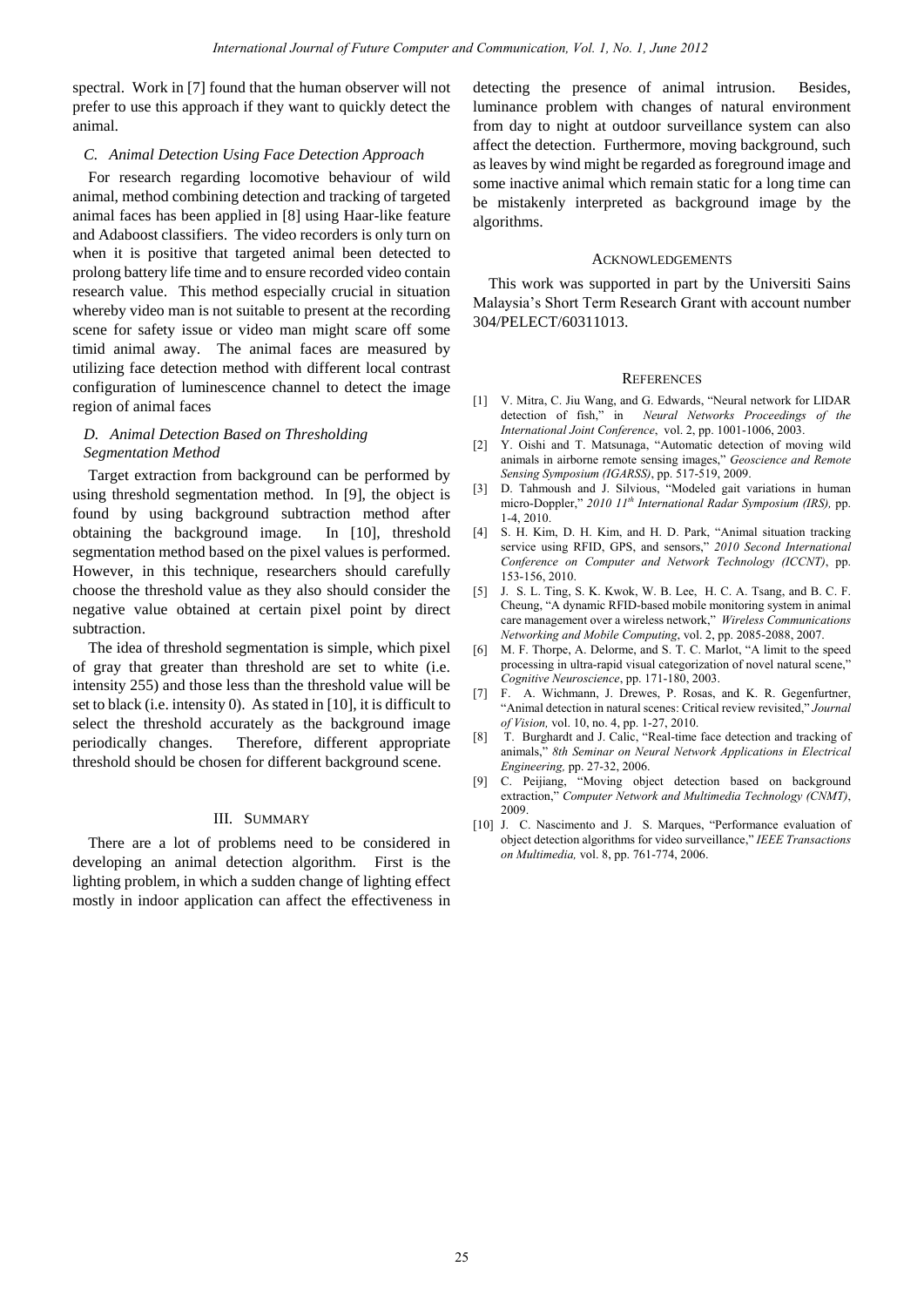spectral. Work in [7] found that the human observer will not prefer to use this approach if they want to quickly detect the animal.

### C. Animal Detection Using Face Detection Approach

For research regarding locomotive behaviour of wild animal, method combining detection and tracking of targeted animal faces has been applied in [8] using Haar-like feature and Adaboost classifiers. The video recorders is only turn on when it is positive that targeted animal been detected to prolong battery life time and to ensure recorded video contain research value. This method especially crucial in situation whereby video man is not suitable to present at the recording scene for safety issue or video man might scare off some timid animal away. The animal faces are measured by utilizing face detection method with different local contrast configuration of luminescence channel to detect the image region of animal faces

### D. Animal Detection Based on Thresholding Segmentation Method

Target extraction from background can be performed by using threshold segmentation method. In [9], the object is found by using background subtraction method after obtaining the background image. In [10], threshold segmentation method based on the pixel values is performed. However, in this technique, researchers should carefully choose the threshold value as they also should consider the negative value obtained at certain pixel point by direct subtraction.

The idea of threshold segmentation is simple, which pixel of gray that greater than threshold are set to white (i.e. intensity 255) and those less than the threshold value will be set to black (i.e. intensity 0). As stated in [10], it is difficult to select the threshold accurately as the background image periodically changes. Therefore, different appropriate threshold should be chosen for different background scene.

## III. Summary

There are a lot of problems need to be considered in developing an animal detection algorithm. First is the lighting problem, in which a sudden change of lighting effect mostly in indoor application can affect the effectiveness in detecting the presence of animal intrusion. Besides, luminance problem with changes of natural environment from day to night at outdoor surveillance system can also affect the detection. Furthermore, moving background, such as leaves by wind might be regarded as foreground image and some inactive animal which remain static for a long time can be mistakenly interpreted as background image by the algorithms.

## Acknowledgements

This work was supported in part by the Universiti Sains Malaysia's Short Term Research Grant with account number 304/PELECT/60311013.

## References

[1] V. Mitra, C. Jiu Wang, and G. Edwards, "Neural network for LIDAR detection of fish," in *Neural Networks Proceedings of the International Joint Conference*, vol. 2, pp. 1001-1006, 2003.

[2] Y. Oishi and T. Matsunaga, "Automatic detection of moving wild animals in airborne remote sensing images," *Geoscience and Remote Sensing Symposium (IGARSS)*, pp. 517-519, 2009.

[3] D. Tahmoush and J. Silvious, "Modeled gait variations in human micro-Doppler," *2010 11th International Radar Symposium (IRS),* pp. 1-4, 2010.

[4] S. H. Kim, D. H. Kim, and H. D. Park, "Animal situation tracking service using RFID, GPS, and sensors," *2010 Second International Conference on Computer and Network Technology (ICCNT)*, pp. 153-156, 2010.

[5] J. S. L. Ting, S. K. Kwok, W. B. Lee, H. C. A. Tsang, and B. C. F. Cheung, "A dynamic RFID-based mobile monitoring system in animal care management over a wireless network," *Wireless Communications Networking and Mobile Computing*, vol. 2, pp. 2085-2088, 2007.

[6] M. F. Thorpe, A. Delorme, and S. T. C. Marlot, "A limit to the speed processing in ultra-rapid visual categorization of novel natural scene," *Cognitive Neuroscience*, pp. 171-180, 2003.

[7] F. A. Wichmann, J. Drewes, P. Rosas, and K. R. Gegenfurtner, "Animal detection in natural scenes: Critical review revisited," *Journal of Vision,* vol. 10, no. 4, pp. 1-27, 2010.

[8] T. Burghardt and J. Calic, "Real-time face detection and tracking of animals," *8th Seminar on Neural Network Applications in Electrical Engineering,* pp. 27-32, 2006.

[9] C. Peijiang, "Moving object detection based on background extraction," *Computer Network and Multimedia Technology (CNMT)*, 2009.

[10] J. C. Nascimento and J. S. Marques, "Performance evaluation of object detection algorithms for video surveillance," *IEEE Transactions on Multimedia,* vol. 8, pp. 761-774, 2006.